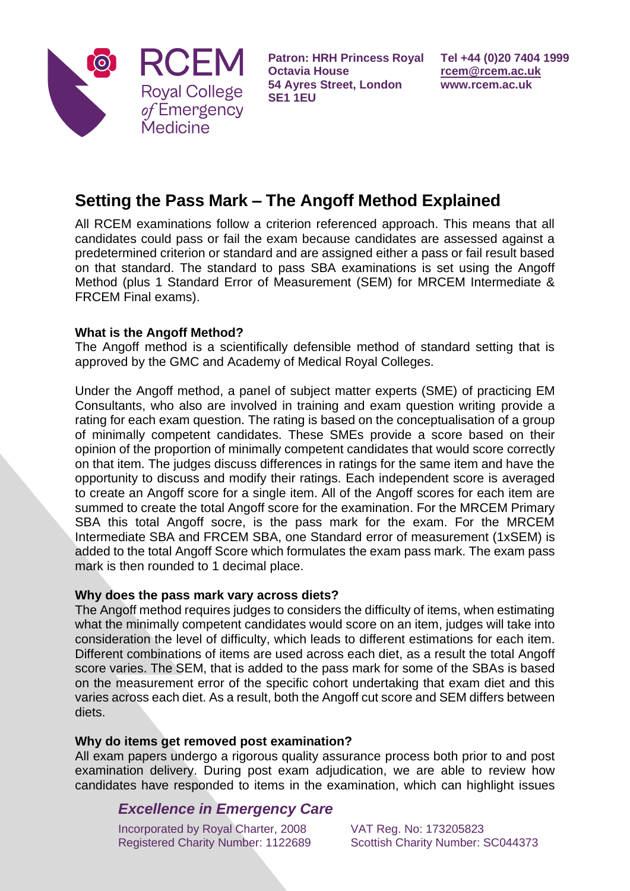# Setting the Pass Mark – The Angoff Method Explained

All RCEM examinations follow a criterion referenced approach. This means that all candidates could pass or fail the exam because candidates are assessed against a predetermined criterion or standard and are assigned either a pass or fail result based on that standard. The standard to pass SBA examinations is set using the Angoff Method (plus 1 Standard Error of Measurement (SEM) for MRCEM Intermediate & FRCEM Final exams).

**What is the Angoff Method?**

The Angoff method is a scientifically defensible method of standard setting that is approved by the GMC and Academy of Medical Royal Colleges.

Under the Angoff method, a panel of subject matter experts (SME) of practicing EM Consultants, who also are involved in training and exam question writing provide a rating for each exam question. The rating is based on the conceptualisation of a group of minimally competent candidates. These SMEs provide a score based on their opinion of the proportion of minimally competent candidates that would score correctly on that item. The judges discuss differences in ratings for the same item and have the opportunity to discuss and modify their ratings. Each independent score is averaged to create an Angoff score for a single item. All of the Angoff scores for each item are summed to create the total Angoff score for the examination. For the MRCEM Primary SBA this total Angoff socre, is the pass mark for the exam. For the MRCEM Intermediate SBA and FRCEM SBA, one Standard error of measurement (1xSEM) is added to the total Angoff Score which formulates the exam pass mark. The exam pass mark is then rounded to 1 decimal place.

**Why does the pass mark vary across diets?**

The Angoff method requires judges to considers the difficulty of items, when estimating what the minimally competent candidates would score on an item, judges will take into consideration the level of difficulty, which leads to different estimations for each item. Different combinations of items are used across each diet, as a result the total Angoff score varies. The SEM, that is added to the pass mark for some of the SBAs is based on the measurement error of the specific cohort undertaking that exam diet and this varies across each diet. As a result, both the Angoff cut score and SEM differs between diets.

**Why do items get removed post examination?**

All exam papers undergo a rigorous quality assurance process both prior to and post examination delivery. During post exam adjudication, we are able to review how candidates have responded to items in the examination, which can highlight issues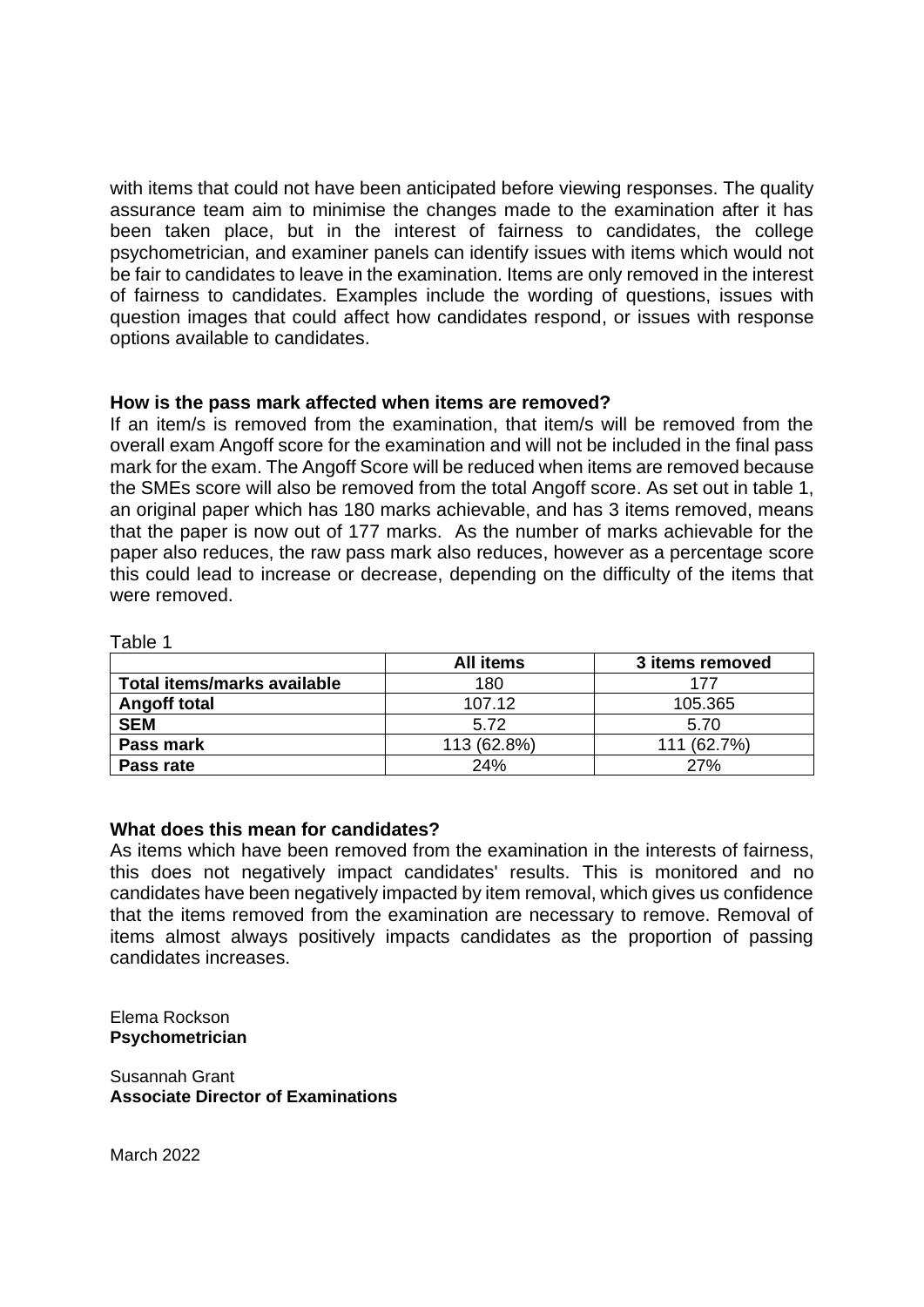with items that could not have been anticipated before viewing responses. The quality assurance team aim to minimise the changes made to the examination after it has been taken place, but in the interest of fairness to candidates, the college psychometrician, and examiner panels can identify issues with items which would not be fair to candidates to leave in the examination. Items are only removed in the interest of fairness to candidates. Examples include the wording of questions, issues with question images that could affect how candidates respond, or issues with response options available to candidates.

**How is the pass mark affected when items are removed?**

If an item/s is removed from the examination, that item/s will be removed from the overall exam Angoff score for the examination and will not be included in the final pass mark for the exam. The Angoff Score will be reduced when items are removed because the SMEs score will also be removed from the total Angoff score. As set out in table 1, an original paper which has 180 marks achievable, and has 3 items removed, means that the paper is now out of 177 marks. As the number of marks achievable for the paper also reduces, the raw pass mark also reduces, however as a percentage score this could lead to increase or decrease, depending on the difficulty of the items that were removed.

Table 1

| | All items | 3 items removed |
|---|---|---|
| **Total items/marks available** | 180 | 177 |
| **Angoff total** | 107.12 | 105.365 |
| **SEM** | 5.72 | 5.70 |
| **Pass mark** | 113 (62.8%) | 111 (62.7%) |
| **Pass rate** | 24% | 27% |

**What does this mean for candidates?**

As items which have been removed from the examination in the interests of fairness, this does not negatively impact candidates' results. This is monitored and no candidates have been negatively impacted by item removal, which gives us confidence that the items removed from the examination are necessary to remove. Removal of items almost always positively impacts candidates as the proportion of passing candidates increases.

Elema Rockson
**Psychometrician**

Susannah Grant
**Associate Director of Examinations**

March 2022